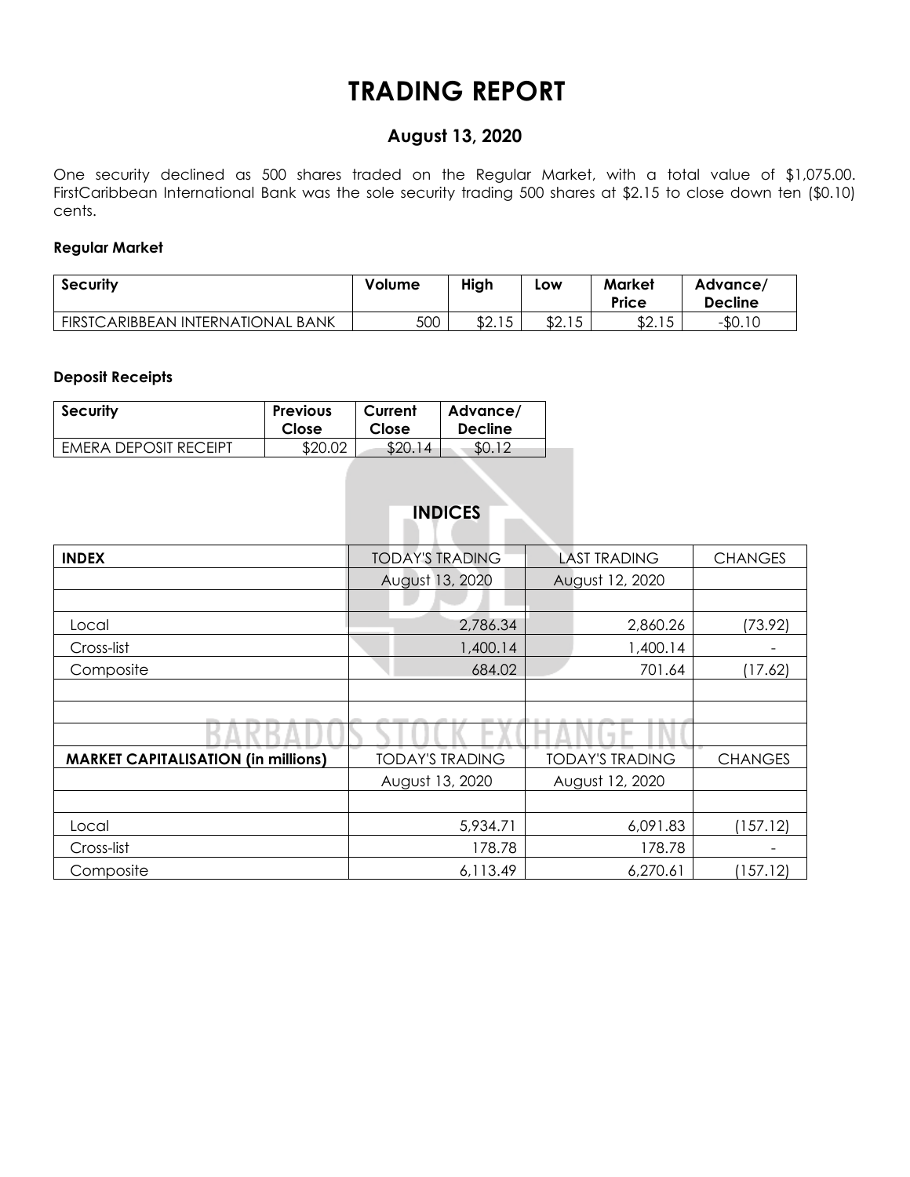# TRADING REPORT

## August 13, 2020

One security declined as 500 shares traded on the Regular Market, with a total value of $1,075.00. FirstCaribbean International Bank was the sole security trading 500 shares at $2.15 to close down ten ($0.10) cents.

### Regular Market

| Security | Volume | High | Low | Market Price | Advance/ Decline |
|---|---|---|---|---|---|
| FIRSTCARIBBEAN INTERNATIONAL BANK | 500 | $2.15 | $2.15 | $2.15 | -$0.10 |

### Deposit Receipts

| Security | Previous Close | Current Close | Advance/ Decline |
|---|---|---|---|
| EMERA DEPOSIT RECEIPT | $20.02 | $20.14 | $0.12 |

## INDICES

| INDEX | TODAY'S TRADING | LAST TRADING | CHANGES |
|---|---|---|---|
| | August 13, 2020 | August 12, 2020 | |
| | | | |
| Local | 2,786.34 | 2,860.26 | (73.92) |
| Cross-list | 1,400.14 | 1,400.14 | - |
| Composite | 684.02 | 701.64 | (17.62) |
| | | | |
| | | | |
| | | | |
| **MARKET CAPITALISATION (in millions)** | TODAY'S TRADING | TODAY'S TRADING | CHANGES |
| | August 13, 2020 | August 12, 2020 | |
| | | | |
| Local | 5,934.71 | 6,091.83 | (157.12) |
| Cross-list | 178.78 | 178.78 | - |
| Composite | 6,113.49 | 6,270.61 | (157.12) |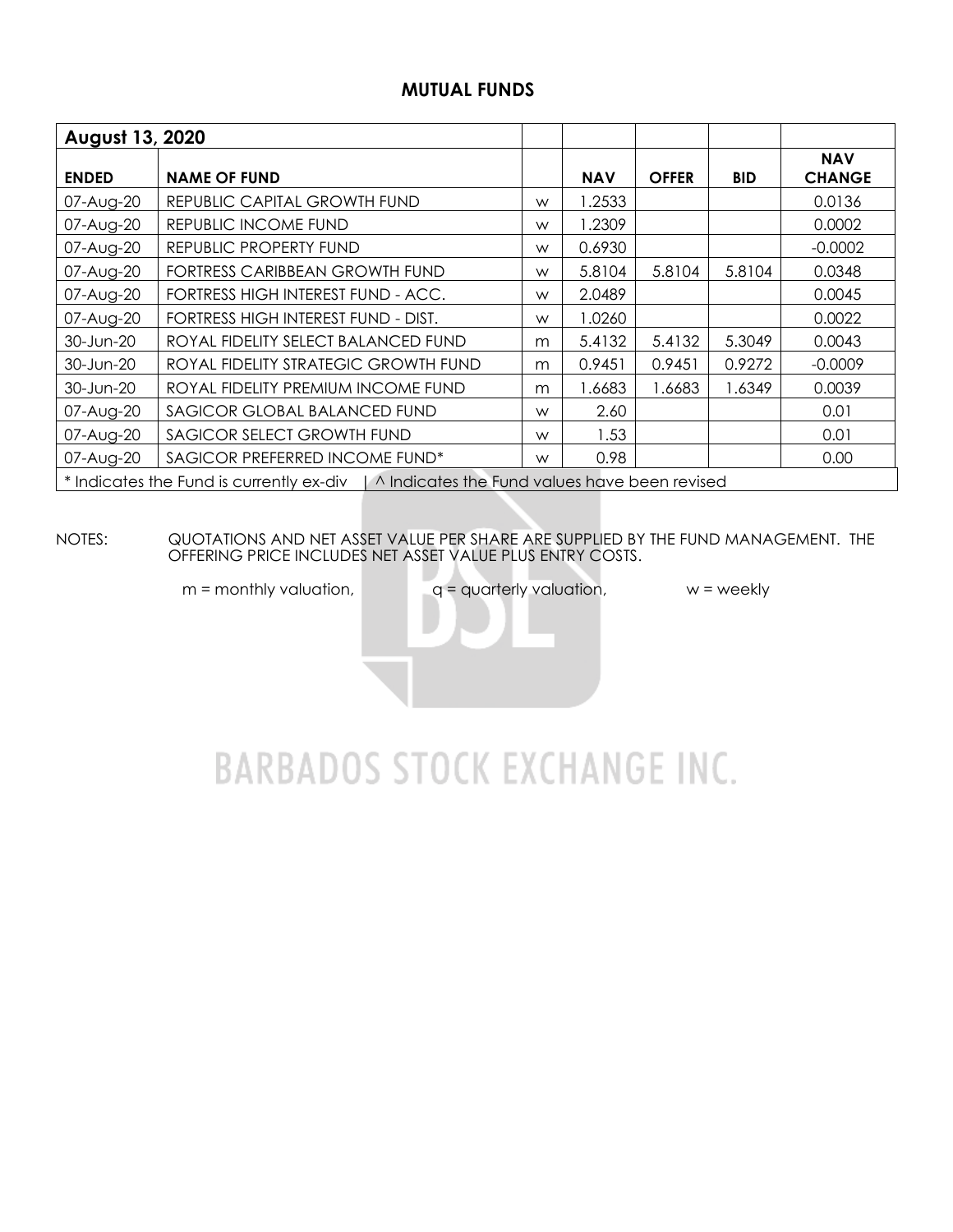## MUTUAL FUNDS

| August 13, 2020 | | | | | | |
|---|---|---|---|---|---|---|
| **ENDED** | **NAME OF FUND** | | **NAV** | **OFFER** | **BID** | **NAV CHANGE** |
| 07-Aug-20 | REPUBLIC CAPITAL GROWTH FUND | w | 1.2533 | | | 0.0136 |
| 07-Aug-20 | REPUBLIC INCOME FUND | w | 1.2309 | | | 0.0002 |
| 07-Aug-20 | REPUBLIC PROPERTY FUND | w | 0.6930 | | | -0.0002 |
| 07-Aug-20 | FORTRESS CARIBBEAN GROWTH FUND | w | 5.8104 | 5.8104 | 5.8104 | 0.0348 |
| 07-Aug-20 | FORTRESS HIGH INTEREST FUND - ACC. | w | 2.0489 | | | 0.0045 |
| 07-Aug-20 | FORTRESS HIGH INTEREST FUND - DIST. | w | 1.0260 | | | 0.0022 |
| 30-Jun-20 | ROYAL FIDELITY SELECT BALANCED FUND | m | 5.4132 | 5.4132 | 5.3049 | 0.0043 |
| 30-Jun-20 | ROYAL FIDELITY STRATEGIC GROWTH FUND | m | 0.9451 | 0.9451 | 0.9272 | -0.0009 |
| 30-Jun-20 | ROYAL FIDELITY PREMIUM INCOME FUND | m | 1.6683 | 1.6683 | 1.6349 | 0.0039 |
| 07-Aug-20 | SAGICOR GLOBAL BALANCED FUND | w | 2.60 | | | 0.01 |
| 07-Aug-20 | SAGICOR SELECT GROWTH FUND | w | 1.53 | | | 0.01 |
| 07-Aug-20 | SAGICOR PREFERRED INCOME FUND* | w | 0.98 | | | 0.00 |

* Indicates the Fund is currently ex-div | ^ Indicates the Fund values have been revised

NOTES: QUOTATIONS AND NET ASSET VALUE PER SHARE ARE SUPPLIED BY THE FUND MANAGEMENT. THE OFFERING PRICE INCLUDES NET ASSET VALUE PLUS ENTRY COSTS.

m = monthly valuation, q = quarterly valuation, w = weekly

BARBADOS STOCK EXCHANGE INC.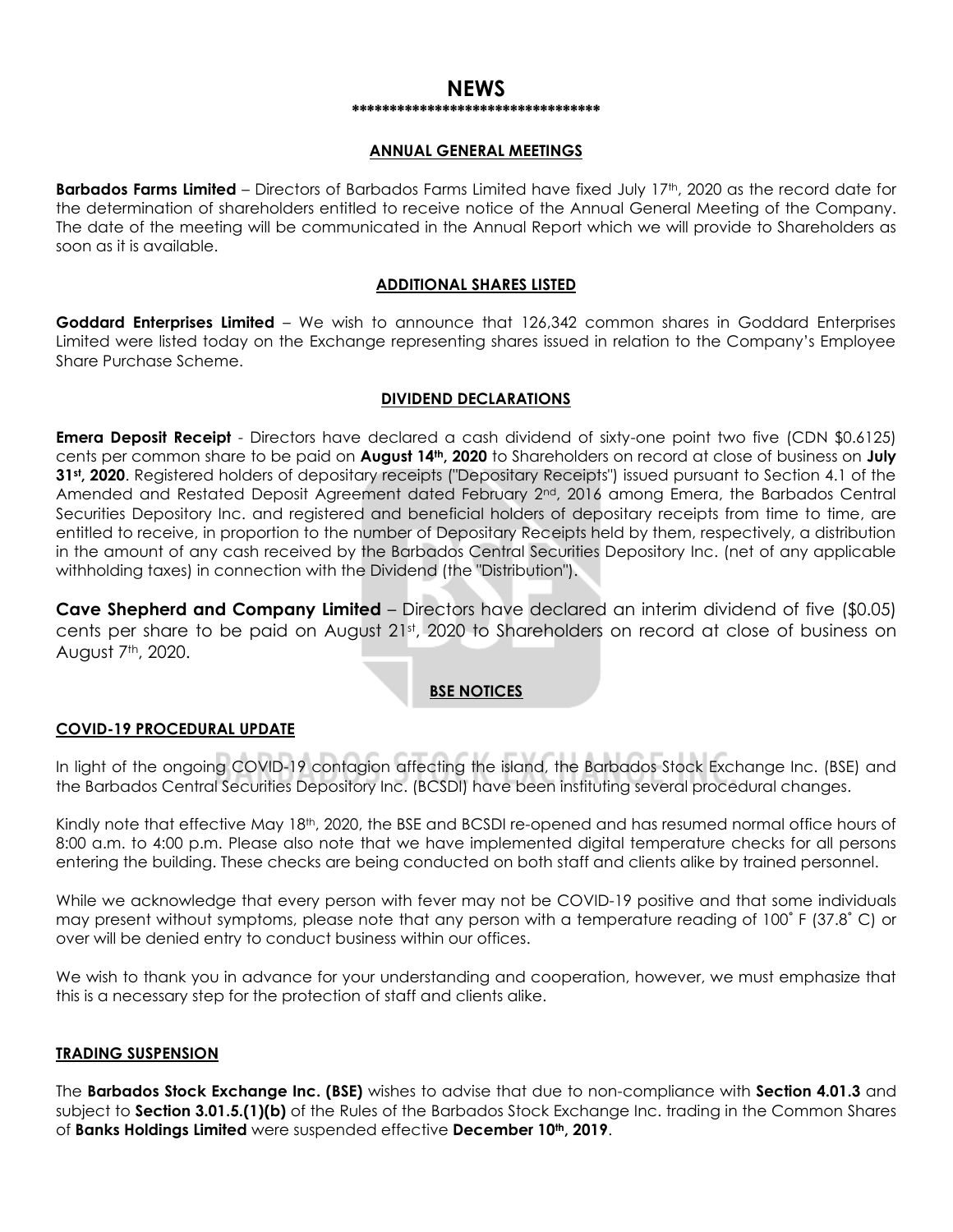# NEWS

**********************************

## ANNUAL GENERAL MEETINGS

**Barbados Farms Limited** – Directors of Barbados Farms Limited have fixed July 17th, 2020 as the record date for the determination of shareholders entitled to receive notice of the Annual General Meeting of the Company. The date of the meeting will be communicated in the Annual Report which we will provide to Shareholders as soon as it is available.

## ADDITIONAL SHARES LISTED

**Goddard Enterprises Limited** – We wish to announce that 126,342 common shares in Goddard Enterprises Limited were listed today on the Exchange representing shares issued in relation to the Company's Employee Share Purchase Scheme.

## DIVIDEND DECLARATIONS

**Emera Deposit Receipt** - Directors have declared a cash dividend of sixty-one point two five (CDN $0.6125) cents per common share to be paid on **August 14th, 2020** to Shareholders on record at close of business on **July 31st, 2020**. Registered holders of depositary receipts ("Depositary Receipts") issued pursuant to Section 4.1 of the Amended and Restated Deposit Agreement dated February 2nd, 2016 among Emera, the Barbados Central Securities Depository Inc. and registered and beneficial holders of depositary receipts from time to time, are entitled to receive, in proportion to the number of Depositary Receipts held by them, respectively, a distribution in the amount of any cash received by the Barbados Central Securities Depository Inc. (net of any applicable withholding taxes) in connection with the Dividend (the "Distribution").

**Cave Shepherd and Company Limited** – Directors have declared an interim dividend of five ($0.05) cents per share to be paid on August 21st, 2020 to Shareholders on record at close of business on August 7th, 2020.

## BSE NOTICES

### COVID-19 PROCEDURAL UPDATE

In light of the ongoing COVID-19 contagion affecting the island, the Barbados Stock Exchange Inc. (BSE) and the Barbados Central Securities Depository Inc. (BCSDI) have been instituting several procedural changes.

Kindly note that effective May 18th, 2020, the BSE and BCSDI re-opened and has resumed normal office hours of 8:00 a.m. to 4:00 p.m. Please also note that we have implemented digital temperature checks for all persons entering the building. These checks are being conducted on both staff and clients alike by trained personnel.

While we acknowledge that every person with fever may not be COVID-19 positive and that some individuals may present without symptoms, please note that any person with a temperature reading of 100˚ F (37.8˚ C) or over will be denied entry to conduct business within our offices.

We wish to thank you in advance for your understanding and cooperation, however, we must emphasize that this is a necessary step for the protection of staff and clients alike.

### TRADING SUSPENSION

The **Barbados Stock Exchange Inc. (BSE)** wishes to advise that due to non-compliance with **Section 4.01.3** and subject to **Section 3.01.5.(1)(b)** of the Rules of the Barbados Stock Exchange Inc. trading in the Common Shares of **Banks Holdings Limited** were suspended effective **December 10th, 2019**.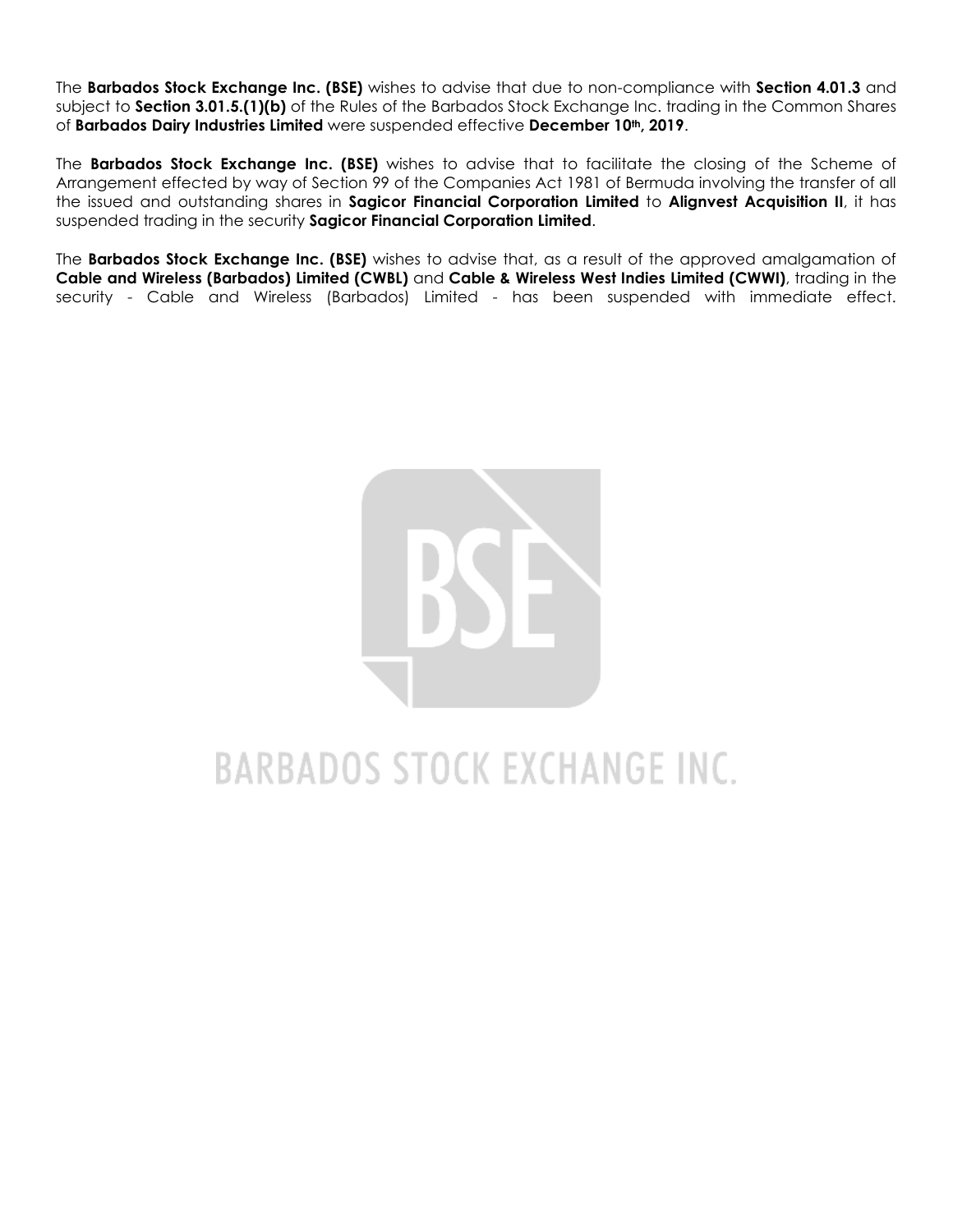The **Barbados Stock Exchange Inc. (BSE)** wishes to advise that due to non-compliance with **Section 4.01.3** and subject to **Section 3.01.5.(1)(b)** of the Rules of the Barbados Stock Exchange Inc. trading in the Common Shares of **Barbados Dairy Industries Limited** were suspended effective **December 10th, 2019**.

The **Barbados Stock Exchange Inc. (BSE)** wishes to advise that to facilitate the closing of the Scheme of Arrangement effected by way of Section 99 of the Companies Act 1981 of Bermuda involving the transfer of all the issued and outstanding shares in **Sagicor Financial Corporation Limited** to **Alignvest Acquisition II**, it has suspended trading in the security **Sagicor Financial Corporation Limited**.

The **Barbados Stock Exchange Inc. (BSE)** wishes to advise that, as a result of the approved amalgamation of **Cable and Wireless (Barbados) Limited (CWBL)** and **Cable & Wireless West Indies Limited (CWWI)**, trading in the security - Cable and Wireless (Barbados) Limited - has been suspended with immediate effect.

BARBADOS STOCK EXCHANGE INC.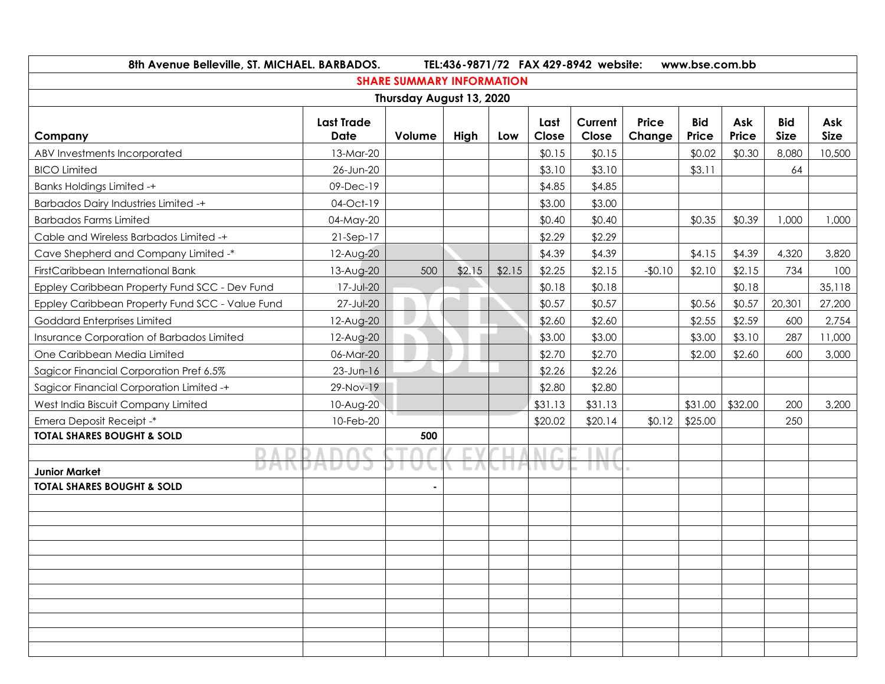8th Avenue Belleville, ST. MICHAEL. BARBADOS. TEL:436-9871/72 FAX 429-8942 website: www.bse.com.bb

## SHARE SUMMARY INFORMATION

**Thursday August 13, 2020**

| Company | Last Trade Date | Volume | High | Low | Last Close | Current Close | Price Change | Bid Price | Ask Price | Bid Size | Ask Size |
|---|---|---|---|---|---|---|---|---|---|---|---|
| ABV Investments Incorporated | 13-Mar-20 | | | | $0.15 | $0.15 | | $0.02 | $0.30 | 8,080 | 10,500 |
| BICO Limited | 26-Jun-20 | | | | $3.10 | $3.10 | | $3.11 | | 64 | |
| Banks Holdings Limited -+ | 09-Dec-19 | | | | $4.85 | $4.85 | | | | | |
| Barbados Dairy Industries Limited -+ | 04-Oct-19 | | | | $3.00 | $3.00 | | | | | |
| Barbados Farms Limited | 04-May-20 | | | | $0.40 | $0.40 | | $0.35 | $0.39 | 1,000 | 1,000 |
| Cable and Wireless Barbados Limited -+ | 21-Sep-17 | | | | $2.29 | $2.29 | | | | | |
| Cave Shepherd and Company Limited -* | 12-Aug-20 | | | | $4.39 | $4.39 | | $4.15 | $4.39 | 4,320 | 3,820 |
| FirstCaribbean International Bank | 13-Aug-20 | 500 | $2.15 | $2.15 | $2.25 | $2.15 | -$0.10 | $2.10 | $2.15 | 734 | 100 |
| Eppley Caribbean Property Fund SCC - Dev Fund | 17-Jul-20 | | | | $0.18 | $0.18 | | | $0.18 | | 35,118 |
| Eppley Caribbean Property Fund SCC - Value Fund | 27-Jul-20 | | | | $0.57 | $0.57 | | $0.56 | $0.57 | 20,301 | 27,200 |
| Goddard Enterprises Limited | 12-Aug-20 | | | | $2.60 | $2.60 | | $2.55 | $2.59 | 600 | 2,754 |
| Insurance Corporation of Barbados Limited | 12-Aug-20 | | | | $3.00 | $3.00 | | $3.00 | $3.10 | 287 | 11,000 |
| One Caribbean Media Limited | 06-Mar-20 | | | | $2.70 | $2.70 | | $2.00 | $2.60 | 600 | 3,000 |
| Sagicor Financial Corporation Pref 6.5% | 23-Jun-16 | | | | $2.26 | $2.26 | | | | | |
| Sagicor Financial Corporation Limited -+ | 29-Nov-19 | | | | $2.80 | $2.80 | | | | | |
| West India Biscuit Company Limited | 10-Aug-20 | | | | $31.13 | $31.13 | | $31.00 | $32.00 | 200 | 3,200 |
| Emera Deposit Receipt -* | 10-Feb-20 | | | | $20.02 | $20.14 | $0.12 | $25.00 | | 250 | |
| **TOTAL SHARES BOUGHT & SOLD** | | **500** | | | | | | | | | |
| | | | | | | | | | | | |
| **Junior Market** | | | | | | | | | | | |
| **TOTAL SHARES BOUGHT & SOLD** | | **-** | | | | | | | | | |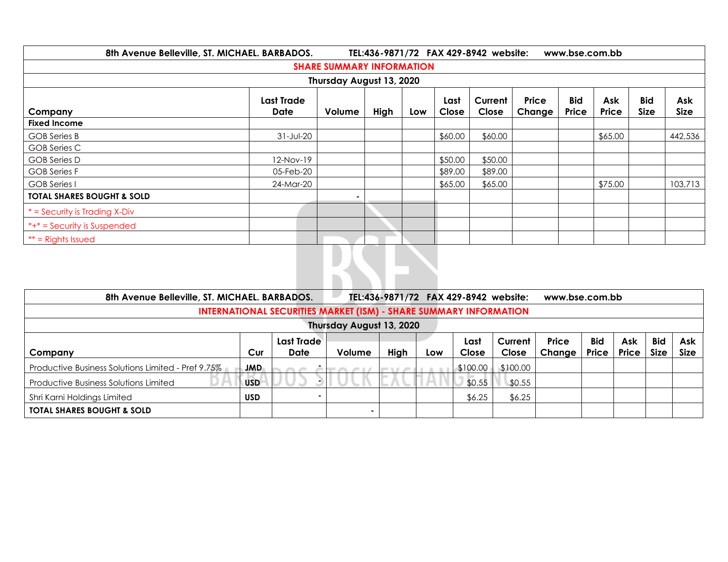8th Avenue Belleville, ST. MICHAEL. BARBADOS. TEL:436-9871/72 FAX 429-8942 website: www.bse.com.bb

## SHARE SUMMARY INFORMATION

Thursday August 13, 2020

| Company | Last Trade Date | Volume | High | Low | Last Close | Current Close | Price Change | Bid Price | Ask Price | Bid Size | Ask Size |
|---|---|---|---|---|---|---|---|---|---|---|---|
| **Fixed Income** | | | | | | | | | | | |
| GOB Series B | 31-Jul-20 | | | | $60.00 | $60.00 | | | $65.00 | | 442,536 |
| GOB Series C | | | | | | | | | | | |
| GOB Series D | 12-Nov-19 | | | | $50.00 | $50.00 | | | | | |
| GOB Series F | 05-Feb-20 | | | | $89.00 | $89.00 | | | | | |
| GOB Series I | 24-Mar-20 | | | | $65.00 | $65.00 | | | $75.00 | | 103,713 |
| **TOTAL SHARES BOUGHT & SOLD** | | - | | | | | | | | | |
| * = Security is Trading X-Div | | | | | | | | | | | |
| *+* = Security is Suspended | | | | | | | | | | | |
| ** = Rights Issued | | | | | | | | | | | |

8th Avenue Belleville, ST. MICHAEL. BARBADOS. TEL:436-9871/72 FAX 429-8942 website: www.bse.com.bb

## INTERNATIONAL SECURITIES MARKET (ISM) - SHARE SUMMARY INFORMATION

Thursday August 13, 2020

| Company | Cur | Last Trade Date | Volume | High | Low | Last Close | Current Close | Price Change | Bid Price | Ask Price | Bid Size | Ask Size |
|---|---|---|---|---|---|---|---|---|---|---|---|---|
| Productive Business Solutions Limited - Pref 9.75% | JMD | - | | | | $100.00 | $100.00 | | | | | |
| Productive Business Solutions Limited | USD | - | | | | $0.55 | $0.55 | | | | | |
| Shri Karni Holdings Limited | USD | - | | | | $6.25 | $6.25 | | | | | |
| **TOTAL SHARES BOUGHT & SOLD** | | | - | | | | | | | | | |